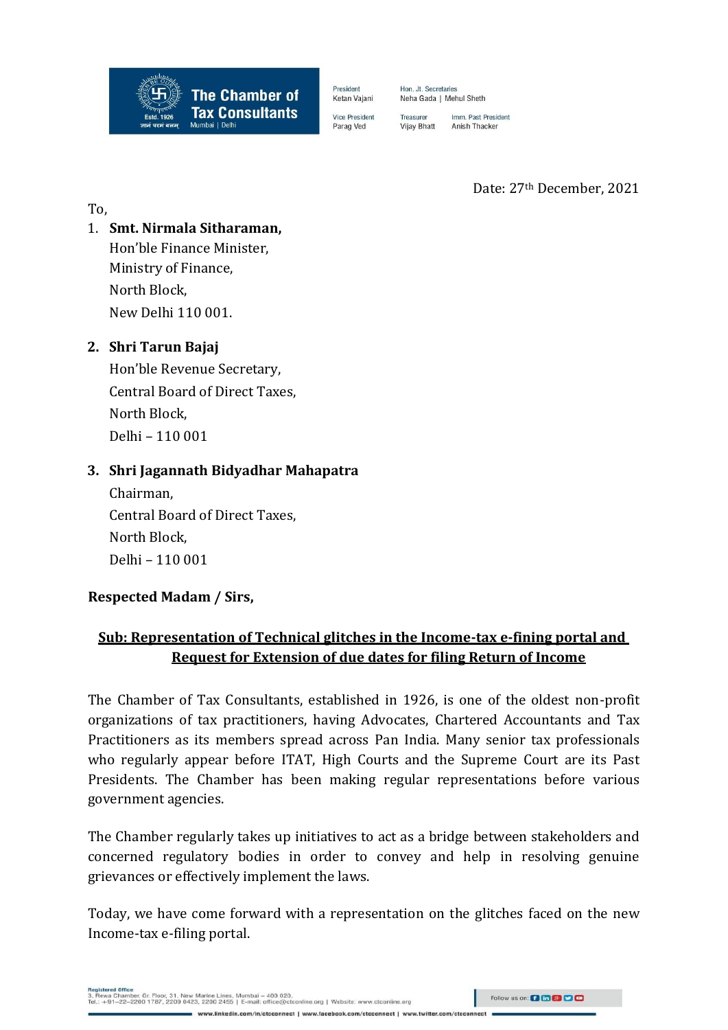The Chamber of Tax Consultants
Estd. 1926
Mumbai | Delhi

President: Ketan Vajani
Hon. Jt. Secretaries: Neha Gada | Mehul Sheth
Vice President: Parag Ved
Treasurer: Vijay Bhatt
Imm. Past President: Anish Thacker

Date: 27th December, 2021

To,

1. **Smt. Nirmala Sitharaman,**
   Hon'ble Finance Minister,
   Ministry of Finance,
   North Block,
   New Delhi 110 001.

2. **Shri Tarun Bajaj**
   Hon'ble Revenue Secretary,
   Central Board of Direct Taxes,
   North Block,
   Delhi – 110 001

3. **Shri Jagannath Bidyadhar Mahapatra**
   Chairman,
   Central Board of Direct Taxes,
   North Block,
   Delhi – 110 001

**Respected Madam / Sirs,**

**Sub: Representation of Technical glitches in the Income-tax e-fining portal and Request for Extension of due dates for filing Return of Income**

The Chamber of Tax Consultants, established in 1926, is one of the oldest non-profit organizations of tax practitioners, having Advocates, Chartered Accountants and Tax Practitioners as its members spread across Pan India. Many senior tax professionals who regularly appear before ITAT, High Courts and the Supreme Court are its Past Presidents. The Chamber has been making regular representations before various government agencies.

The Chamber regularly takes up initiatives to act as a bridge between stakeholders and concerned regulatory bodies in order to convey and help in resolving genuine grievances or effectively implement the laws.

Today, we have come forward with a representation on the glitches faced on the new Income-tax e-filing portal.

Registered Office
3, Rewa Chamber, Gr. Floor, 31, New Marine Lines, Mumbai – 400 020.
Tel.: +91–22–2200 1787, 2209 0423, 2200 2455 | E-mail: office@ctconline.org | Website: www.ctconline.org

www.linkedin.com/in/ctcconnect | www.facebook.com/ctcconnect | www.twitter.com/ctcconnect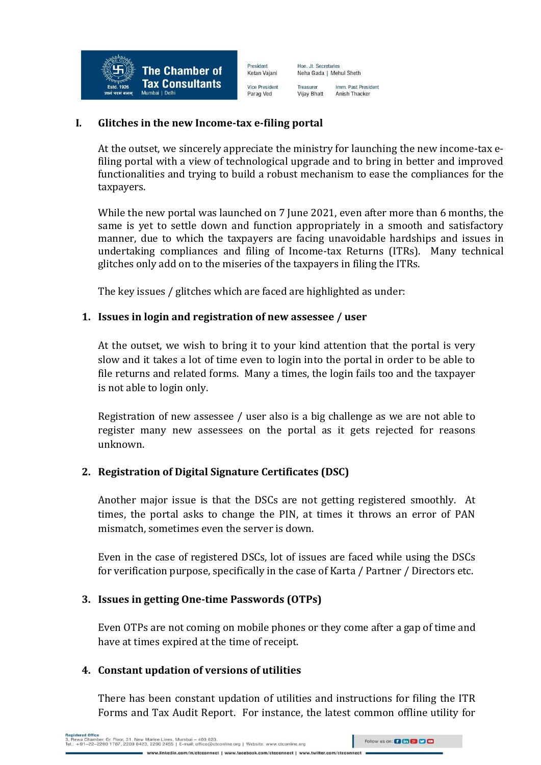## I. Glitches in the new Income-tax e-filing portal

At the outset, we sincerely appreciate the ministry for launching the new income-tax e-filing portal with a view of technological upgrade and to bring in better and improved functionalities and trying to build a robust mechanism to ease the compliances for the taxpayers.

While the new portal was launched on 7 June 2021, even after more than 6 months, the same is yet to settle down and function appropriately in a smooth and satisfactory manner, due to which the taxpayers are facing unavoidable hardships and issues in undertaking compliances and filing of Income-tax Returns (ITRs). Many technical glitches only add on to the miseries of the taxpayers in filing the ITRs.

The key issues / glitches which are faced are highlighted as under:

### 1. Issues in login and registration of new assessee / user

At the outset, we wish to bring it to your kind attention that the portal is very slow and it takes a lot of time even to login into the portal in order to be able to file returns and related forms. Many a times, the login fails too and the taxpayer is not able to login only.

Registration of new assessee / user also is a big challenge as we are not able to register many new assessees on the portal as it gets rejected for reasons unknown.

### 2. Registration of Digital Signature Certificates (DSC)

Another major issue is that the DSCs are not getting registered smoothly. At times, the portal asks to change the PIN, at times it throws an error of PAN mismatch, sometimes even the server is down.

Even in the case of registered DSCs, lot of issues are faced while using the DSCs for verification purpose, specifically in the case of Karta / Partner / Directors etc.

### 3. Issues in getting One-time Passwords (OTPs)

Even OTPs are not coming on mobile phones or they come after a gap of time and have at times expired at the time of receipt.

### 4. Constant updation of versions of utilities

There has been constant updation of utilities and instructions for filing the ITR Forms and Tax Audit Report. For instance, the latest common offline utility for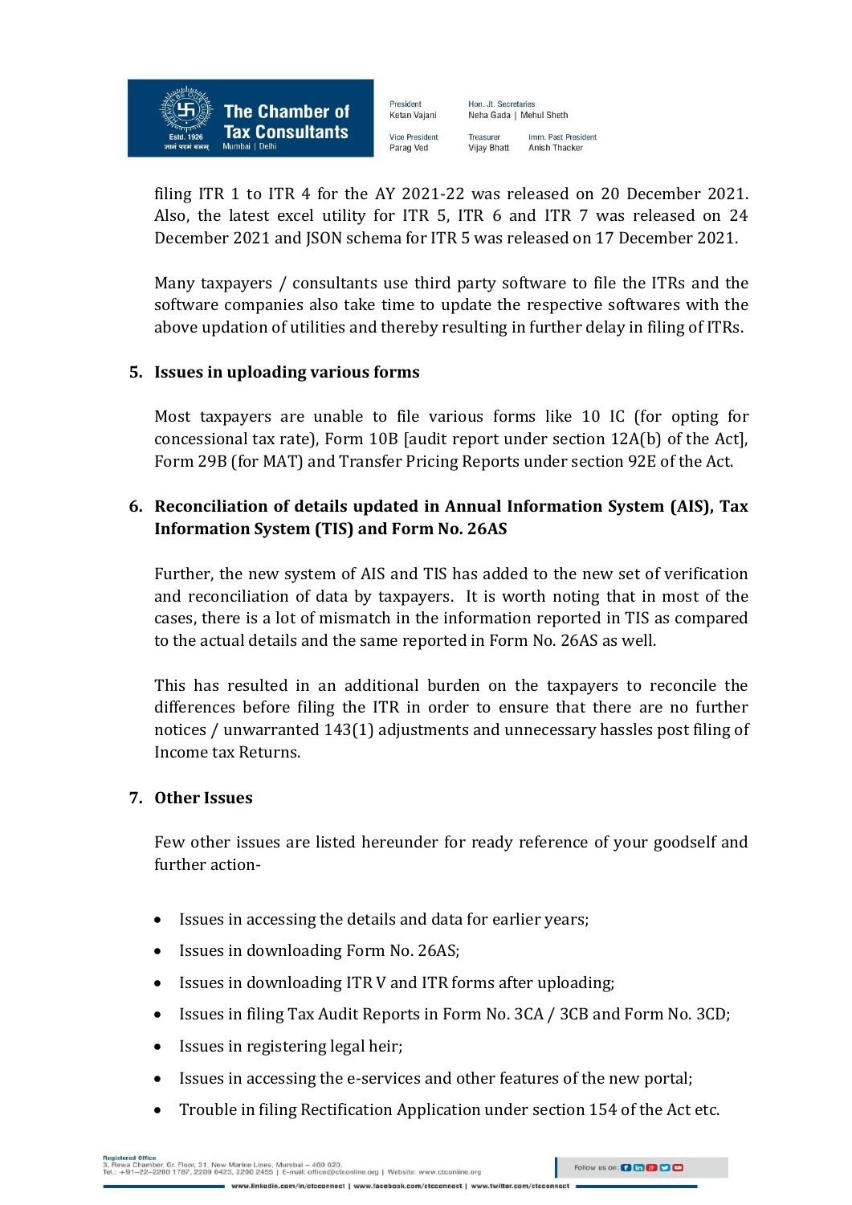filing ITR 1 to ITR 4 for the AY 2021-22 was released on 20 December 2021. Also, the latest excel utility for ITR 5, ITR 6 and ITR 7 was released on 24 December 2021 and JSON schema for ITR 5 was released on 17 December 2021.

Many taxpayers / consultants use third party software to file the ITRs and the software companies also take time to update the respective softwares with the above updation of utilities and thereby resulting in further delay in filing of ITRs.

5. **Issues in uploading various forms**

   Most taxpayers are unable to file various forms like 10 IC (for opting for concessional tax rate), Form 10B [audit report under section 12A(b) of the Act], Form 29B (for MAT) and Transfer Pricing Reports under section 92E of the Act.

6. **Reconciliation of details updated in Annual Information System (AIS), Tax Information System (TIS) and Form No. 26AS**

   Further, the new system of AIS and TIS has added to the new set of verification and reconciliation of data by taxpayers. It is worth noting that in most of the cases, there is a lot of mismatch in the information reported in TIS as compared to the actual details and the same reported in Form No. 26AS as well.

   This has resulted in an additional burden on the taxpayers to reconcile the differences before filing the ITR in order to ensure that there are no further notices / unwarranted 143(1) adjustments and unnecessary hassles post filing of Income tax Returns.

7. **Other Issues**

   Few other issues are listed hereunder for ready reference of your goodself and further action-

   - Issues in accessing the details and data for earlier years;
   - Issues in downloading Form No. 26AS;
   - Issues in downloading ITR V and ITR forms after uploading;
   - Issues in filing Tax Audit Reports in Form No. 3CA / 3CB and Form No. 3CD;
   - Issues in registering legal heir;
   - Issues in accessing the e-services and other features of the new portal;
   - Trouble in filing Rectification Application under section 154 of the Act etc.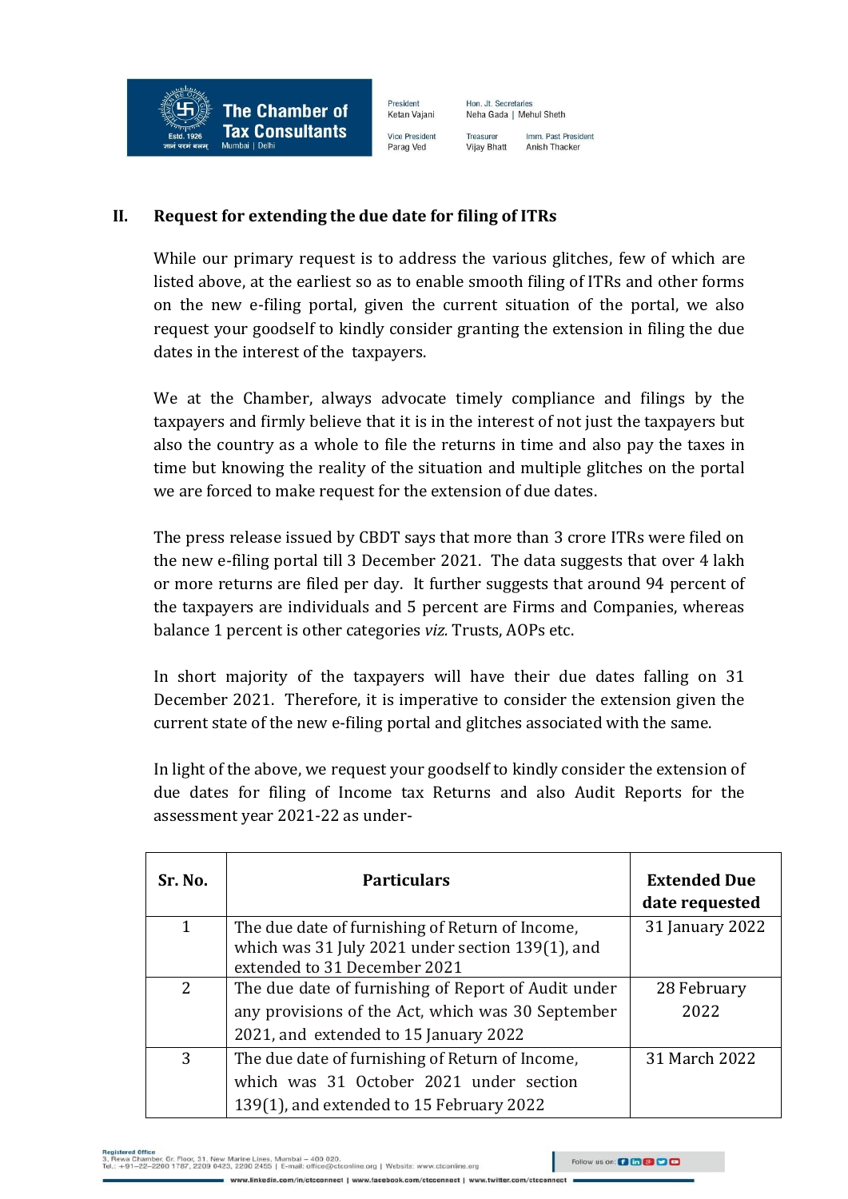## II. Request for extending the due date for filing of ITRs

While our primary request is to address the various glitches, few of which are listed above, at the earliest so as to enable smooth filing of ITRs and other forms on the new e-filing portal, given the current situation of the portal, we also request your goodself to kindly consider granting the extension in filing the due dates in the interest of the taxpayers.

We at the Chamber, always advocate timely compliance and filings by the taxpayers and firmly believe that it is in the interest of not just the taxpayers but also the country as a whole to file the returns in time and also pay the taxes in time but knowing the reality of the situation and multiple glitches on the portal we are forced to make request for the extension of due dates.

The press release issued by CBDT says that more than 3 crore ITRs were filed on the new e-filing portal till 3 December 2021. The data suggests that over 4 lakh or more returns are filed per day. It further suggests that around 94 percent of the taxpayers are individuals and 5 percent are Firms and Companies, whereas balance 1 percent is other categories *viz.* Trusts, AOPs etc.

In short majority of the taxpayers will have their due dates falling on 31 December 2021. Therefore, it is imperative to consider the extension given the current state of the new e-filing portal and glitches associated with the same.

In light of the above, we request your goodself to kindly consider the extension of due dates for filing of Income tax Returns and also Audit Reports for the assessment year 2021-22 as under-

| Sr. No. | Particulars | Extended Due date requested |
|---|---|---|
| 1 | The due date of furnishing of Return of Income, which was 31 July 2021 under section 139(1), and extended to 31 December 2021 | 31 January 2022 |
| 2 | The due date of furnishing of Report of Audit under any provisions of the Act, which was 30 September 2021, and extended to 15 January 2022 | 28 February 2022 |
| 3 | The due date of furnishing of Return of Income, which was 31 October 2021 under section 139(1), and extended to 15 February 2022 | 31 March 2022 |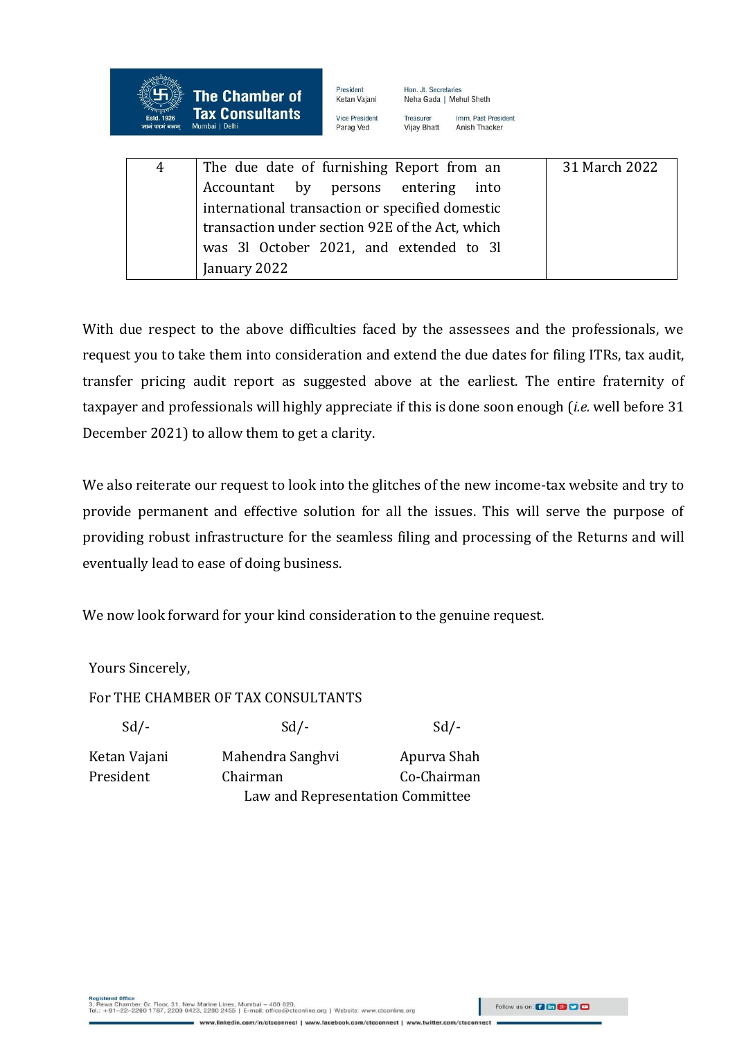| | | |
|---|---|---|
| 4 | The due date of furnishing Report from an Accountant by persons entering into international transaction or specified domestic transaction under section 92E of the Act, which was 3l October 2021, and extended to 3l January 2022 | 31 March 2022 |

With due respect to the above difficulties faced by the assessees and the professionals, we request you to take them into consideration and extend the due dates for filing ITRs, tax audit, transfer pricing audit report as suggested above at the earliest. The entire fraternity of taxpayer and professionals will highly appreciate if this is done soon enough (*i.e.* well before 31 December 2021) to allow them to get a clarity.

We also reiterate our request to look into the glitches of the new income-tax website and try to provide permanent and effective solution for all the issues. This will serve the purpose of providing robust infrastructure for the seamless filing and processing of the Returns and will eventually lead to ease of doing business.

We now look forward for your kind consideration to the genuine request.

Yours Sincerely,

For THE CHAMBER OF TAX CONSULTANTS

| Sd/- | Sd/- | Sd/- |
|---|---|---|
| Ketan Vajani<br>President | Mahendra Sanghvi<br>Chairman | Apurva Shah<br>Co-Chairman |

Law and Representation Committee